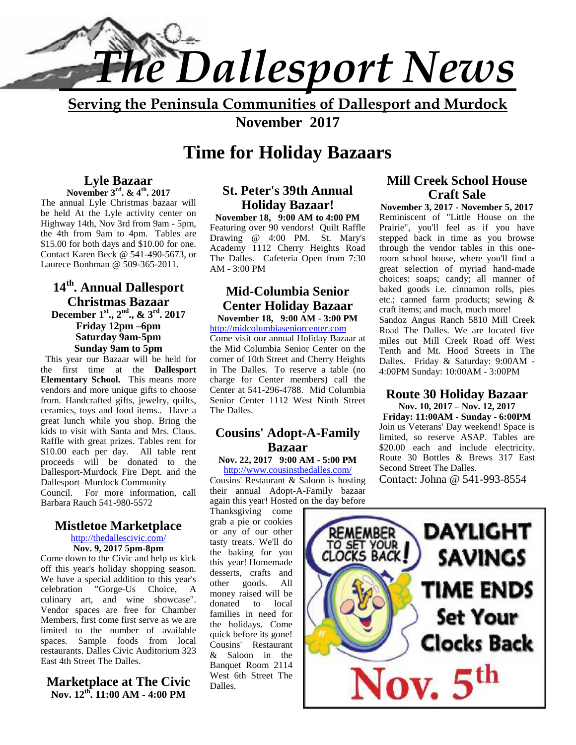# The Dallesport News

**Serving the Peninsula Communities of Dallesport and Murdock**

**November 2017**

## Time for Holiday Bazaars

### Lyle Bazaar

**November 3rd. & 4th. 2017**

The annual Lyle Christmas bazaar will be held At the Lyle activity center on Highway 14th, Nov 3rd from 9am - 5pm, the 4th from 9am to 4pm. Tables are $15.00 for both days and $10.00 for one. Contact Karen Beck @ 541-490-5673, or Laurece Bonhman @ 509-365-2011.

### 14th. Annual Dallesport Christmas Bazaar

**December 1st., 2nd., & 3rd. 2017**
**Friday 12pm –6pm**
**Saturday 9am-5pm**
**Sunday 9am to 5pm**

This year our Bazaar will be held for the first time at the **Dallesport Elementary School.** This means more vendors and more unique gifts to choose from. Handcrafted gifts, jewelry, quilts, ceramics, toys and food items.. Have a great lunch while you shop. Bring the kids to visit with Santa and Mrs. Claus. Raffle with great prizes. Tables rent for $10.00 each per day. All table rent proceeds will be donated to the Dallesport-Murdock Fire Dept. and the Dallesport–Murdock Community Council. For more information, call Barbara Rauch 541-980-5572

### Mistletoe Marketplace

http://thedallescivic.com/

**Nov. 9, 2017 5pm-8pm**

Come down to the Civic and help us kick off this year's holiday shopping season. We have a special addition to this year's celebration "Gorge-Us Choice, A culinary art, and wine showcase". Vendor spaces are free for Chamber Members, first come first serve as we are limited to the number of available spaces. Sample foods from local restaurants. Dalles Civic Auditorium 323 East 4th Street The Dalles.

### Marketplace at The Civic

**Nov. 12th. 11:00 AM - 4:00 PM**

### St. Peter's 39th Annual Holiday Bazaar!

**November 18, 9:00 AM to 4:00 PM**

Featuring over 90 vendors! Quilt Raffle Drawing @ 4:00 PM. St. Mary's Academy 1112 Cherry Heights Road The Dalles. Cafeteria Open from 7:30 AM - 3:00 PM

### Mid-Columbia Senior Center Holiday Bazaar

**November 18, 9:00 AM - 3:00 PM**

http://midcolumbiaseniorcenter.com

Come visit our annual Holiday Bazaar at the Mid Columbia Senior Center on the corner of 10th Street and Cherry Heights in The Dalles. To reserve a table (no charge for Center members) call the Center at 541-296-4788. Mid Columbia Senior Center 1112 West Ninth Street The Dalles.

### Cousins' Adopt-A-Family Bazaar

**Nov. 22, 2017 9:00 AM - 5:00 PM**

http://www.cousinsthedalles.com/

Cousins' Restaurant & Saloon is hosting their annual Adopt-A-Family bazaar again this year! Hosted on the day before Thanksgiving come grab a pie or cookies or any of our other tasty treats. We'll do the baking for you this year! Homemade desserts, crafts and other goods. All money raised will be donated to local families in need for the holidays. Come quick before its gone! Cousins' Restaurant & Saloon in the Banquet Room 2114 West 6th Street The Dalles.

### Mill Creek School House Craft Sale

**November 3, 2017 - November 5, 2017**

Reminiscent of "Little House on the Prairie", you'll feel as if you have stepped back in time as you browse through the vendor tables in this one-room school house, where you'll find a great selection of myriad hand-made choices: soaps; candy; all manner of baked goods i.e. cinnamon rolls, pies etc.; canned farm products; sewing & craft items; and much, much more!

Sandoz Angus Ranch 5810 Mill Creek Road The Dalles. We are located five miles out Mill Creek Road off West Tenth and Mt. Hood Streets in The Dalles. Friday & Saturday: 9:00AM - 4:00PM Sunday: 10:00AM - 3:00PM

### Route 30 Holiday Bazaar

**Nov. 10, 2017 – Nov. 12, 2017**
**Friday: 11:00AM - Sunday - 6:00PM**

Join us Veterans' Day weekend! Space is limited, so reserve ASAP. Tables are $20.00 each and include electricity. Route 30 Bottles & Brews 317 East Second Street The Dalles.

Contact: Johna @ 541-993-8554

REMEMBER TO SET YOUR CLOCKS BACK!

**DAYLIGHT SAVINGS TIME ENDS**
**Set Your Clocks Back**
**Nov. 5th**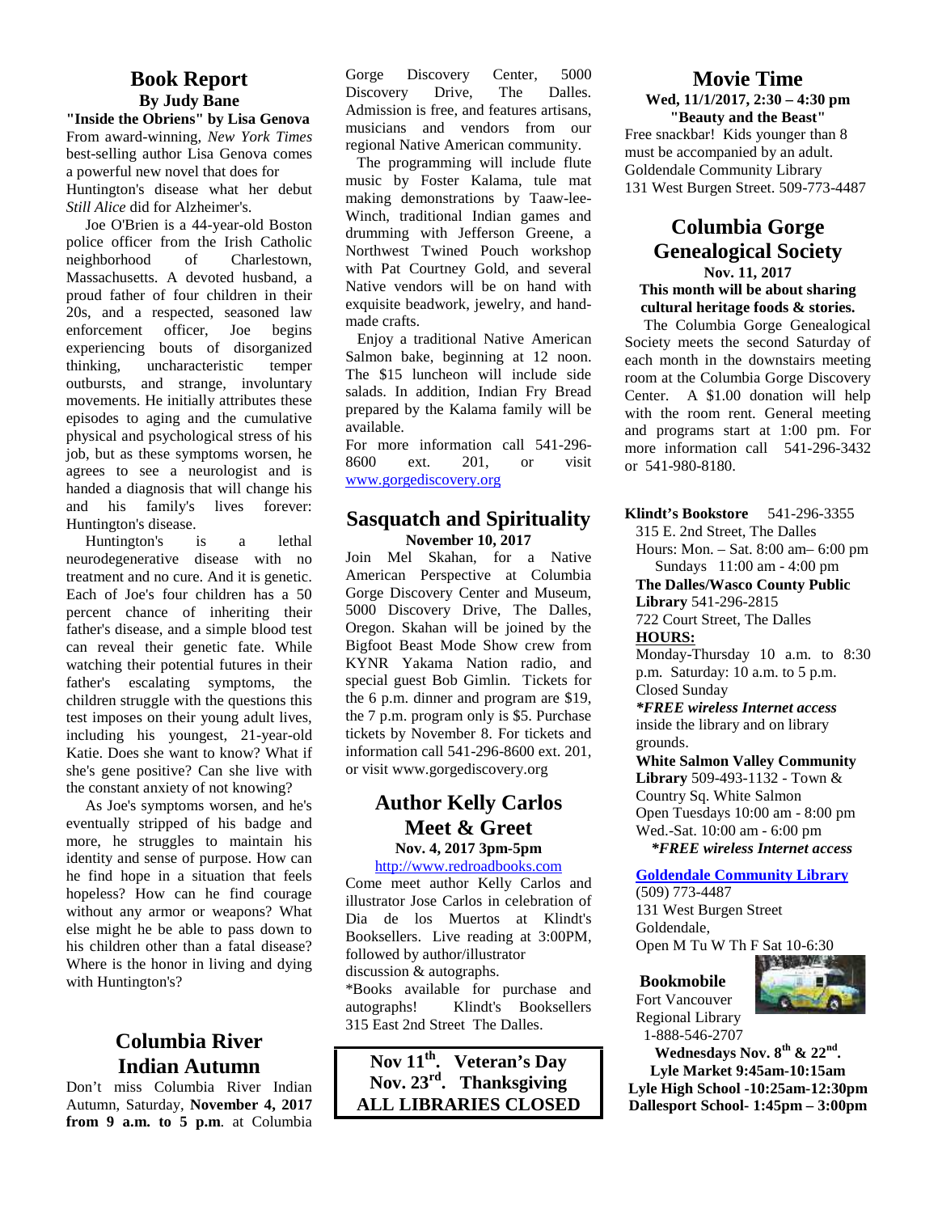## Book Report

### By Judy Bane

**"Inside the Obriens" by Lisa Genova**

From award-winning, *New York Times* best-selling author Lisa Genova comes a powerful new novel that does for Huntington's disease what her debut *Still Alice* did for Alzheimer's.

Joe O'Brien is a 44-year-old Boston police officer from the Irish Catholic neighborhood of Charlestown, Massachusetts. A devoted husband, a proud father of four children in their 20s, and a respected, seasoned law enforcement officer, Joe begins experiencing bouts of disorganized thinking, uncharacteristic temper outbursts, and strange, involuntary movements. He initially attributes these episodes to aging and the cumulative physical and psychological stress of his job, but as these symptoms worsen, he agrees to see a neurologist and is handed a diagnosis that will change his and his family's lives forever: Huntington's disease.

Huntington's is a lethal neurodegenerative disease with no treatment and no cure. And it is genetic. Each of Joe's four children has a 50 percent chance of inheriting their father's disease, and a simple blood test can reveal their genetic fate. While watching their potential futures in their father's escalating symptoms, the children struggle with the questions this test imposes on their young adult lives, including his youngest, 21-year-old Katie. Does she want to know? What if she's gene positive? Can she live with the constant anxiety of not knowing?

As Joe's symptoms worsen, and he's eventually stripped of his badge and more, he struggles to maintain his identity and sense of purpose. How can he find hope in a situation that feels hopeless? How can he find courage without any armor or weapons? What else might he be able to pass down to his children other than a fatal disease? Where is the honor in living and dying with Huntington's?

## Columbia River Indian Autumn

Don't miss Columbia River Indian Autumn, Saturday, **November 4, 2017 from 9 a.m. to 5 p.m**. at Columbia Gorge Discovery Center, 5000 Discovery Drive, The Dalles. Admission is free, and features artisans, musicians and vendors from our regional Native American community.

The programming will include flute music by Foster Kalama, tule mat making demonstrations by Taaw-lee-Winch, traditional Indian games and drumming with Jefferson Greene, a Northwest Twined Pouch workshop with Pat Courtney Gold, and several Native vendors will be on hand with exquisite beadwork, jewelry, and hand-made crafts.

Enjoy a traditional Native American Salmon bake, beginning at 12 noon. The $15 luncheon will include side salads. In addition, Indian Fry Bread prepared by the Kalama family will be available.

For more information call 541-296-8600 ext. 201, or visit www.gorgediscovery.org

## Sasquatch and Spirituality

**November 10, 2017**

Join Mel Skahan, for a Native American Perspective at Columbia Gorge Discovery Center and Museum, 5000 Discovery Drive, The Dalles, Oregon. Skahan will be joined by the Bigfoot Beast Mode Show crew from KYNR Yakama Nation radio, and special guest Bob Gimlin. Tickets for the 6 p.m. dinner and program are $19, the 7 p.m. program only is $5. Purchase tickets by November 8. For tickets and information call 541-296-8600 ext. 201, or visit www.gorgediscovery.org

## Author Kelly Carlos Meet & Greet

**Nov. 4, 2017 3pm-5pm**

http://www.redroadbooks.com

Come meet author Kelly Carlos and illustrator Jose Carlos in celebration of Dia de los Muertos at Klindt's Booksellers. Live reading at 3:00PM, followed by author/illustrator discussion & autographs.

*Books available for purchase and autographs! Klindt's Booksellers 315 East 2nd Street The Dalles.

**Nov 11th. Veteran's Day**
**Nov. 23rd. Thanksgiving**
**ALL LIBRARIES CLOSED**

## Movie Time

**Wed, 11/1/2017, 2:30 – 4:30 pm**

**"Beauty and the Beast"**

Free snackbar! Kids younger than 8 must be accompanied by an adult.
Goldendale Community Library
131 West Burgen Street. 509-773-4487

## Columbia Gorge Genealogical Society

**Nov. 11, 2017**

**This month will be about sharing cultural heritage foods & stories.**

The Columbia Gorge Genealogical Society meets the second Saturday of each month in the downstairs meeting room at the Columbia Gorge Discovery Center. A $1.00 donation will help with the room rent. General meeting and programs start at 1:00 pm. For more information call 541-296-3432 or 541-980-8180.

**Klindt's Bookstore** 541-296-3355
315 E. 2nd Street, The Dalles
Hours: Mon. – Sat. 8:00 am– 6:00 pm
Sundays 11:00 am - 4:00 pm

**The Dalles/Wasco County Public Library** 541-296-2815
722 Court Street, The Dalles
**HOURS:**
Monday-Thursday 10 a.m. to 8:30 p.m. Saturday: 10 a.m. to 5 p.m.
Closed Sunday
***FREE wireless Internet access** inside the library and on library grounds.

**White Salmon Valley Community Library** 509-493-1132 - Town & Country Sq. White Salmon
Open Tuesdays 10:00 am - 8:00 pm
Wed.-Sat. 10:00 am - 6:00 pm
***FREE wireless Internet access***

**Goldendale Community Library**
(509) 773-4487
131 West Burgen Street
Goldendale,
Open M Tu W Th F Sat 10-6:30

**Bookmobile**
Fort Vancouver Regional Library
1-888-546-2707
**Wednesdays Nov. 8th & 22nd.**
**Lyle Market 9:45am-10:15am**
**Lyle High School -10:25am-12:30pm**
**Dallesport School- 1:45pm – 3:00pm**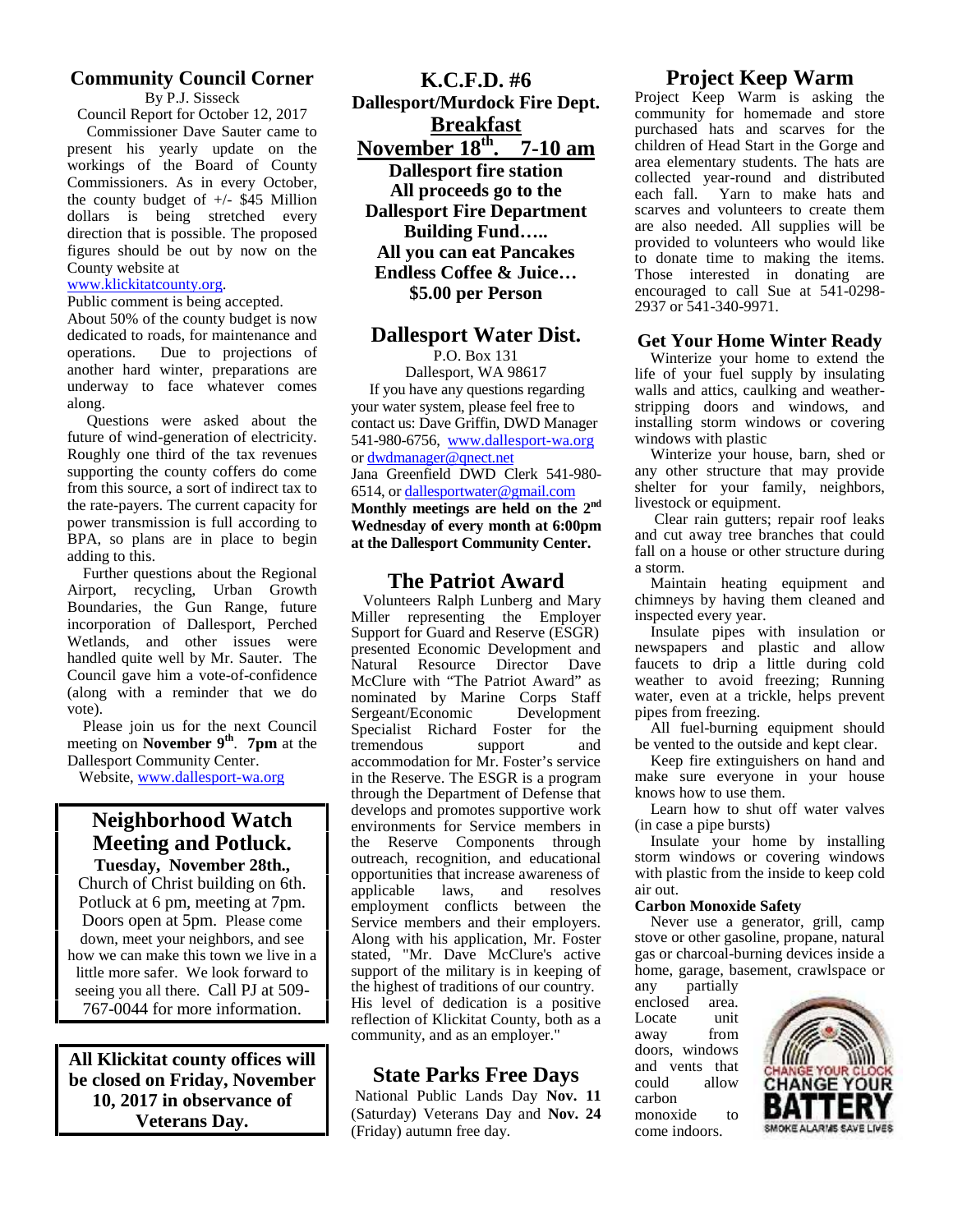## Community Council Corner

By P.J. Sisseck

Council Report for October 12, 2017

Commissioner Dave Sauter came to present his yearly update on the workings of the Board of County Commissioners. As in every October, the county budget of +/- $45 Million dollars is being stretched every direction that is possible. The proposed figures should be out by now on the County website at www.klickitatcounty.org.

Public comment is being accepted.

About 50% of the county budget is now dedicated to roads, for maintenance and operations. Due to projections of another hard winter, preparations are underway to face whatever comes along.

Questions were asked about the future of wind-generation of electricity. Roughly one third of the tax revenues supporting the county coffers do come from this source, a sort of indirect tax to the rate-payers. The current capacity for power transmission is full according to BPA, so plans are in place to begin adding to this.

Further questions about the Regional Airport, recycling, Urban Growth Boundaries, the Gun Range, future incorporation of Dallesport, Perched Wetlands, and other issues were handled quite well by Mr. Sauter. The Council gave him a vote-of-confidence (along with a reminder that we do vote).

Please join us for the next Council meeting on **November 9th**. **7pm** at the Dallesport Community Center.

Website, www.dallesport-wa.org

## Neighborhood Watch Meeting and Potluck.

**Tuesday, November 28th.,**

Church of Christ building on 6th. Potluck at 6 pm, meeting at 7pm. Doors open at 5pm. Please come down, meet your neighbors, and see how we can make this town we live in a little more safer. We look forward to seeing you all there. Call PJ at 509-767-0044 for more information.

**All Klickitat county offices will be closed on Friday, November 10, 2017 in observance of Veterans Day.**

## K.C.F.D. #6

**Dallesport/Murdock Fire Dept.**

**Breakfast**

**November 18th. 7-10 am**

**Dallesport fire station**

**All proceeds go to the Dallesport Fire Department Building Fund…..**

**All you can eat Pancakes**

**Endless Coffee & Juice…**

**$5.00 per Person**

## Dallesport Water Dist.

P.O. Box 131

Dallesport, WA 98617

If you have any questions regarding your water system, please feel free to contact us: Dave Griffin, DWD Manager 541-980-6756, www.dallesport-wa.org or dwdmanager@qnect.net

Jana Greenfield DWD Clerk 541-980-6514, or dallesportwater@gmail.com

**Monthly meetings are held on the 2nd Wednesday of every month at 6:00pm at the Dallesport Community Center.**

## The Patriot Award

Volunteers Ralph Lunberg and Mary Miller representing the Employer Support for Guard and Reserve (ESGR) presented Economic Development and Natural Resource Director Dave McClure with "The Patriot Award" as nominated by Marine Corps Staff Sergeant/Economic Development Specialist Richard Foster for the tremendous support and accommodation for Mr. Foster's service in the Reserve. The ESGR is a program through the Department of Defense that develops and promotes supportive work environments for Service members in the Reserve Components through outreach, recognition, and educational opportunities that increase awareness of applicable laws, and resolves employment conflicts between the Service members and their employers. Along with his application, Mr. Foster stated, "Mr. Dave McClure's active support of the military is in keeping of the highest of traditions of our country. His level of dedication is a positive reflection of Klickitat County, both as a community, and as an employer."

## State Parks Free Days

National Public Lands Day **Nov. 11** (Saturday) Veterans Day and **Nov. 24** (Friday) autumn free day.

## Project Keep Warm

Project Keep Warm is asking the community for homemade and store purchased hats and scarves for the children of Head Start in the Gorge and area elementary students. The hats are collected year-round and distributed each fall. Yarn to make hats and scarves and volunteers to create them are also needed. All supplies will be provided to volunteers who would like to donate time to making the items. Those interested in donating are encouraged to call Sue at 541-0298-2937 or 541-340-9971.

### Get Your Home Winter Ready

Winterize your home to extend the life of your fuel supply by insulating walls and attics, caulking and weather-stripping doors and windows, and installing storm windows or covering windows with plastic

Winterize your house, barn, shed or any other structure that may provide shelter for your family, neighbors, livestock or equipment.

Clear rain gutters; repair roof leaks and cut away tree branches that could fall on a house or other structure during a storm.

Maintain heating equipment and chimneys by having them cleaned and inspected every year.

Insulate pipes with insulation or newspapers and plastic and allow faucets to drip a little during cold weather to avoid freezing; Running water, even at a trickle, helps prevent pipes from freezing.

All fuel-burning equipment should be vented to the outside and kept clear.

Keep fire extinguishers on hand and make sure everyone in your house knows how to use them.

Learn how to shut off water valves (in case a pipe bursts)

Insulate your home by installing storm windows or covering windows with plastic from the inside to keep cold air out.

**Carbon Monoxide Safety**

Never use a generator, grill, camp stove or other gasoline, propane, natural gas or charcoal-burning devices inside a home, garage, basement, crawlspace or any partially enclosed area. Locate unit away from doors, windows and vents that could allow carbon monoxide to come indoors.

CHANGE YOUR CLOCK CHANGE YOUR BATTERY — SMOKE ALARMS SAVE LIVES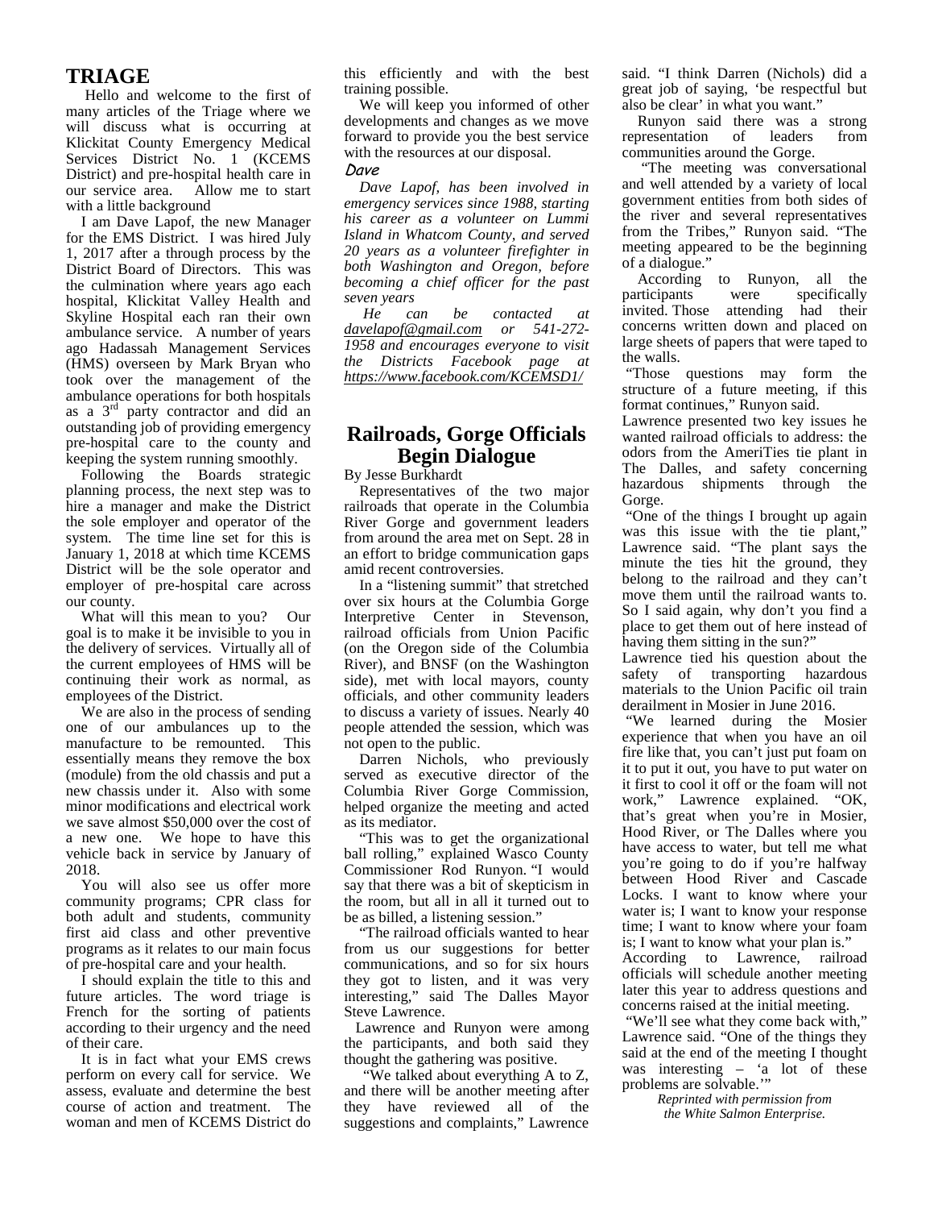# TRIAGE

Hello and welcome to the first of many articles of the Triage where we will discuss what is occurring at Klickitat County Emergency Medical Services District No. 1 (KCEMS District) and pre-hospital health care in our service area. Allow me to start with a little background

I am Dave Lapof, the new Manager for the EMS District. I was hired July 1, 2017 after a through process by the District Board of Directors. This was the culmination where years ago each hospital, Klickitat Valley Health and Skyline Hospital each ran their own ambulance service. A number of years ago Hadassah Management Services (HMS) overseen by Mark Bryan who took over the management of the ambulance operations for both hospitals as a 3rd party contractor and did an outstanding job of providing emergency pre-hospital care to the county and keeping the system running smoothly.

Following the Boards strategic planning process, the next step was to hire a manager and make the District the sole employer and operator of the system. The time line set for this is January 1, 2018 at which time KCEMS District will be the sole operator and employer of pre-hospital care across our county.

What will this mean to you? Our goal is to make it be invisible to you in the delivery of services. Virtually all of the current employees of HMS will be continuing their work as normal, as employees of the District.

We are also in the process of sending one of our ambulances up to the manufacture to be remounted. This essentially means they remove the box (module) from the old chassis and put a new chassis under it. Also with some minor modifications and electrical work we save almost $50,000 over the cost of a new one. We hope to have this vehicle back in service by January of 2018.

You will also see us offer more community programs; CPR class for both adult and students, community first aid class and other preventive programs as it relates to our main focus of pre-hospital care and your health.

I should explain the title to this and future articles. The word triage is French for the sorting of patients according to their urgency and the need of their care.

It is in fact what your EMS crews perform on every call for service. We assess, evaluate and determine the best course of action and treatment. The woman and men of KCEMS District do this efficiently and with the best training possible.

We will keep you informed of other developments and changes as we move forward to provide you the best service with the resources at our disposal.

*Dave*

*Dave Lapof, has been involved in emergency services since 1988, starting his career as a volunteer on Lummi Island in Whatcom County, and served 20 years as a volunteer firefighter in both Washington and Oregon, before becoming a chief officer for the past seven years*

*He can be contacted at davelapof@gmail.com or 541-272-1958 and encourages everyone to visit the Districts Facebook page at https://www.facebook.com/KCEMSD1/*

# Railroads, Gorge Officials Begin Dialogue

By Jesse Burkhardt

Representatives of the two major railroads that operate in the Columbia River Gorge and government leaders from around the area met on Sept. 28 in an effort to bridge communication gaps amid recent controversies.

In a "listening summit" that stretched over six hours at the Columbia Gorge Interpretive Center in Stevenson, railroad officials from Union Pacific (on the Oregon side of the Columbia River), and BNSF (on the Washington side), met with local mayors, county officials, and other community leaders to discuss a variety of issues. Nearly 40 people attended the session, which was not open to the public.

Darren Nichols, who previously served as executive director of the Columbia River Gorge Commission, helped organize the meeting and acted as its mediator.

"This was to get the organizational ball rolling," explained Wasco County Commissioner Rod Runyon. "I would say that there was a bit of skepticism in the room, but all in all it turned out to be as billed, a listening session."

"The railroad officials wanted to hear from us our suggestions for better communications, and so for six hours they got to listen, and it was very interesting," said The Dalles Mayor Steve Lawrence.

Lawrence and Runyon were among the participants, and both said they thought the gathering was positive.

"We talked about everything A to Z, and there will be another meeting after they have reviewed all of the suggestions and complaints," Lawrence said. "I think Darren (Nichols) did a great job of saying, 'be respectful but also be clear' in what you want."

Runyon said there was a strong representation of leaders from communities around the Gorge.

"The meeting was conversational and well attended by a variety of local government entities from both sides of the river and several representatives from the Tribes," Runyon said. "The meeting appeared to be the beginning of a dialogue."

According to Runyon, all the participants were specifically invited. Those attending had their concerns written down and placed on large sheets of papers that were taped to the walls.

"Those questions may form the structure of a future meeting, if this format continues," Runyon said.

Lawrence presented two key issues he wanted railroad officials to address: the odors from the AmeriTies tie plant in The Dalles, and safety concerning hazardous shipments through the Gorge.

"One of the things I brought up again was this issue with the tie plant," Lawrence said. "The plant says the minute the ties hit the ground, they belong to the railroad and they can't move them until the railroad wants to. So I said again, why don't you find a place to get them out of here instead of having them sitting in the sun?"

Lawrence tied his question about the safety of transporting hazardous materials to the Union Pacific oil train derailment in Mosier in June 2016.

"We learned during the Mosier experience that when you have an oil fire like that, you can't just put foam on it to put it out, you have to put water on it first to cool it off or the foam will not work," Lawrence explained. "OK, that's great when you're in Mosier, Hood River, or The Dalles where you have access to water, but tell me what you're going to do if you're halfway between Hood River and Cascade Locks. I want to know where your water is; I want to know your response time; I want to know where your foam is; I want to know what your plan is."

According to Lawrence, railroad officials will schedule another meeting later this year to address questions and concerns raised at the initial meeting.

"We'll see what they come back with," Lawrence said. "One of the things they said at the end of the meeting I thought was interesting – 'a lot of these problems are solvable.'"

*Reprinted with permission from the White Salmon Enterprise.*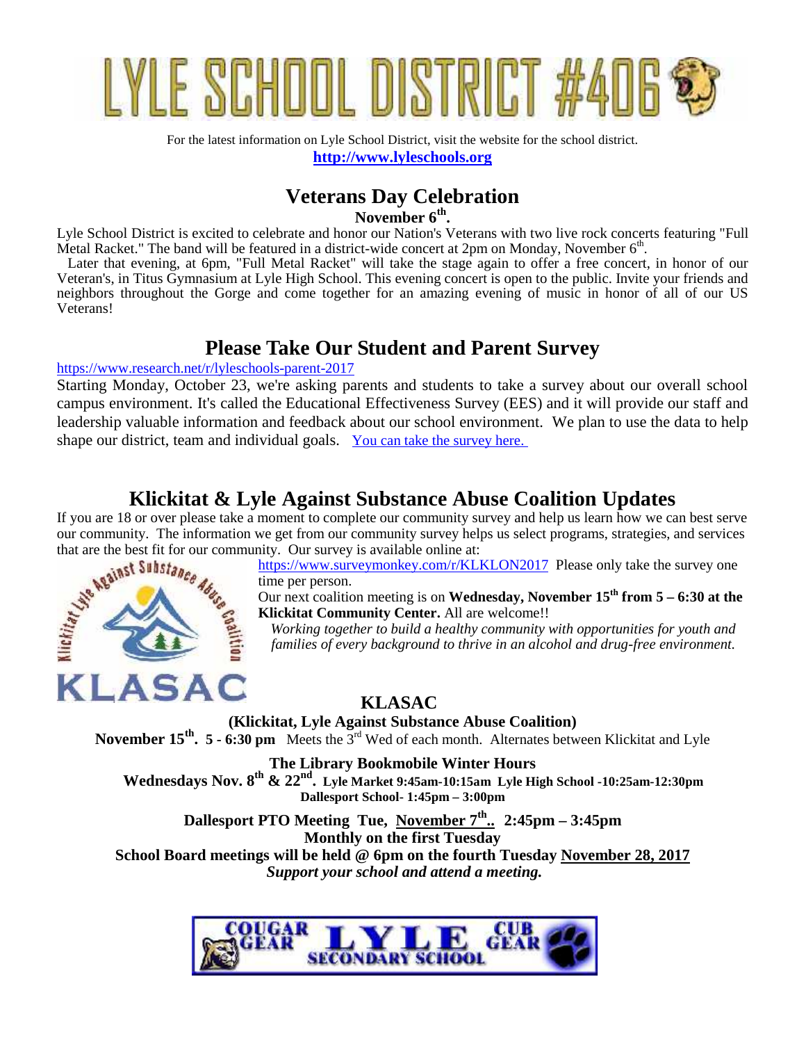# LYLE SCHOOL DISTRICT #406

For the latest information on Lyle School District, visit the website for the school district.

**http://www.lyleschools.org**

## Veterans Day Celebration

**November 6th.**

Lyle School District is excited to celebrate and honor our Nation's Veterans with two live rock concerts featuring "Full Metal Racket." The band will be featured in a district-wide concert at 2pm on Monday, November 6th.

Later that evening, at 6pm, "Full Metal Racket" will take the stage again to offer a free concert, in honor of our Veteran's, in Titus Gymnasium at Lyle High School. This evening concert is open to the public. Invite your friends and neighbors throughout the Gorge and come together for an amazing evening of music in honor of all of our US Veterans!

## Please Take Our Student and Parent Survey

https://www.research.net/r/lyleschools-parent-2017

Starting Monday, October 23, we're asking parents and students to take a survey about our overall school campus environment. It's called the Educational Effectiveness Survey (EES) and it will provide our staff and leadership valuable information and feedback about our school environment. We plan to use the data to help shape our district, team and individual goals. You can take the survey here.

## Klickitat & Lyle Against Substance Abuse Coalition Updates

If you are 18 or over please take a moment to complete our community survey and help us learn how we can best serve our community. The information we get from our community survey helps us select programs, strategies, and services that are the best fit for our community. Our survey is available online at: https://www.surveymonkey.com/r/KLKLON2017 Please only take the survey one time per person.

Our next coalition meeting is on **Wednesday, November 15th from 5 – 6:30 at the Klickitat Community Center.** All are welcome!!

*Working together to build a healthy community with opportunities for youth and families of every background to thrive in an alcohol and drug-free environment.*

### KLASAC

**(Klickitat, Lyle Against Substance Abuse Coalition)**

**November 15th. 5 - 6:30 pm** Meets the 3rd Wed of each month. Alternates between Klickitat and Lyle

**The Library Bookmobile Winter Hours**

**Wednesdays Nov. 8th & 22nd. Lyle Market 9:45am-10:15am Lyle High School -10:25am-12:30pm**

**Dallesport School- 1:45pm – 3:00pm**

**Dallesport PTO Meeting Tue, November 7th.. 2:45pm – 3:45pm**

**Monthly on the first Tuesday**

**School Board meetings will be held @ 6pm on the fourth Tuesday November 28, 2017**

***Support your school and attend a meeting.***

COUGAR GEAR LYLE SECONDARY SCHOOL CUB GEAR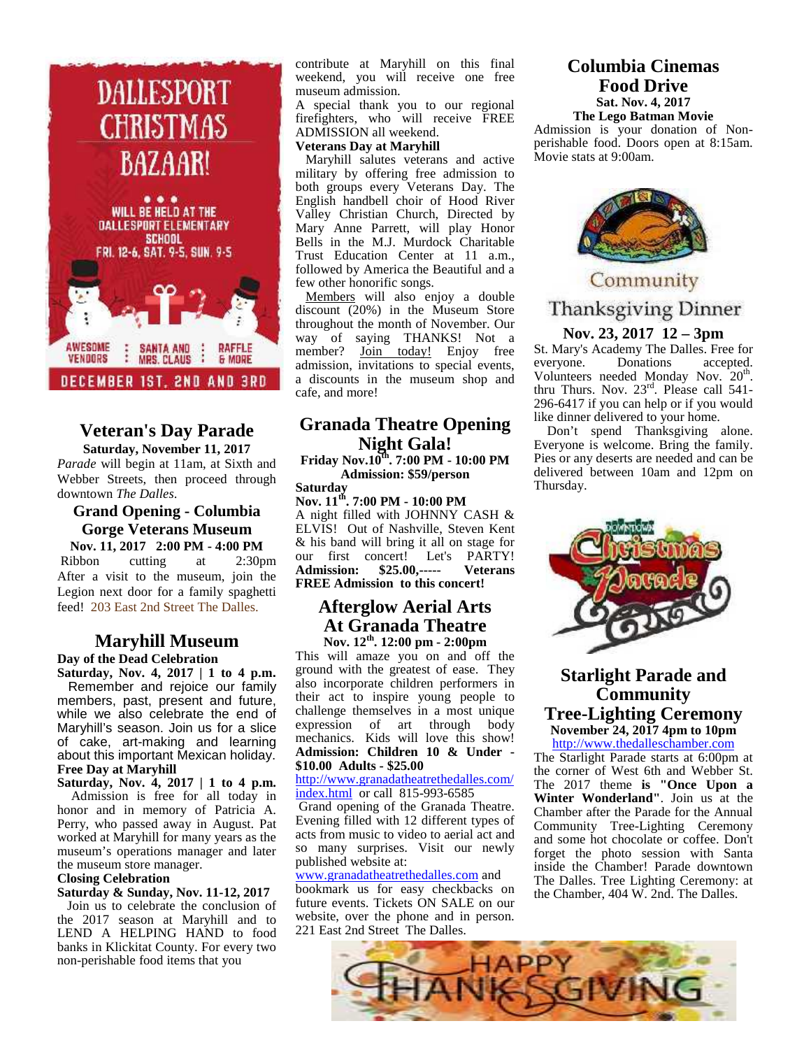DALLESPORT CHRISTMAS BAZAAR!

WILL BE HELD AT THE DALLESPORT ELEMENTARY SCHOOL FRI. 12-6, SAT. 9-5, SUN. 9-5

AWESOME VENDORS : SANTA AND MRS. CLAUS : RAFFLE & MORE

DECEMBER 1ST, 2ND AND 3RD

## Veteran's Day Parade

**Saturday, November 11, 2017**

*Parade* will begin at 11am, at Sixth and Webber Streets, then proceed through downtown *The Dalles.*

## Grand Opening - Columbia Gorge Veterans Museum

**Nov. 11, 2017 2:00 PM - 4:00 PM**

Ribbon cutting at 2:30pm After a visit to the museum, join the Legion next door for a family spaghetti feed! 203 East 2nd Street The Dalles.

## Maryhill Museum

**Day of the Dead Celebration**

**Saturday, Nov. 4, 2017 | 1 to 4 p.m.**

Remember and rejoice our family members, past, present and future, while we also celebrate the end of Maryhill's season. Join us for a slice of cake, art-making and learning about this important Mexican holiday.

**Free Day at Maryhill**

**Saturday, Nov. 4, 2017 | 1 to 4 p.m.**

Admission is free for all today in honor and in memory of Patricia A. Perry, who passed away in August. Pat worked at Maryhill for many years as the museum's operations manager and later the museum store manager.

**Closing Celebration**

**Saturday & Sunday, Nov. 11-12, 2017**

Join us to celebrate the conclusion of the 2017 season at Maryhill and to LEND A HELPING HAND to food banks in Klickitat County. For every two non-perishable food items that you contribute at Maryhill on this final weekend, you will receive one free museum admission.

A special thank you to our regional firefighters, who will receive FREE ADMISSION all weekend.

**Veterans Day at Maryhill**

Maryhill salutes veterans and active military by offering free admission to both groups every Veterans Day. The English handbell choir of Hood River Valley Christian Church, Directed by Mary Anne Parrett, will play Honor Bells in the M.J. Murdock Charitable Trust Education Center at 11 a.m., followed by America the Beautiful and a few other honorific songs.

Members will also enjoy a double discount (20%) in the Museum Store throughout the month of November. Our way of saying THANKS! Not a member? Join today! Enjoy free admission, invitations to special events, a discounts in the museum shop and cafe, and more!

## Granada Theatre Opening Night Gala!

**Friday Nov.10th. 7:00 PM - 10:00 PM**

**Admission: $59/person**

**Saturday**

**Nov. 11th. 7:00 PM - 10:00 PM**

A night filled with JOHNNY CASH & ELVIS! Out of Nashville, Steven Kent & his band will bring it all on stage for our first concert! Let's PARTY! **Admission: $25.00,----- Veterans FREE Admission to this concert!**

## Afterglow Aerial Arts At Granada Theatre

**Nov. 12th. 12:00 pm - 2:00pm**

This will amaze you on and off the ground with the greatest of ease. They also incorporate children performers in their act to inspire young people to challenge themselves in a most unique expression of art through body mechanics. Kids will love this show! **Admission: Children 10 & Under - $10.00 Adults - $25.00**

http://www.granadatheatrethedalles.com/index.html or call 815-993-6585

Grand opening of the Granada Theatre. Evening filled with 12 different types of acts from music to video to aerial act and so many surprises. Visit our newly published website at: www.granadatheatrethedalles.com and bookmark us for easy checkbacks on future events. Tickets ON SALE on our website, over the phone and in person. 221 East 2nd Street The Dalles.

## Columbia Cinemas Food Drive

**Sat. Nov. 4, 2017**

**The Lego Batman Movie**

Admission is your donation of Non-perishable food. Doors open at 8:15am. Movie stats at 9:00am.

## Community Thanksgiving Dinner

**Nov. 23, 2017 12 – 3pm**

St. Mary's Academy The Dalles. Free for everyone. Donations accepted. Volunteers needed Monday Nov. 20th. thru Thurs. Nov. 23rd. Please call 541-296-6417 if you can help or if you would like dinner delivered to your home.

Don't spend Thanksgiving alone. Everyone is welcome. Bring the family. Pies or any deserts are needed and can be delivered between 10am and 12pm on Thursday.

Downtown Christmas Parade

## Starlight Parade and Community Tree-Lighting Ceremony

**November 24, 2017 4pm to 10pm**

http://www.thedalleschamber.com

The Starlight Parade starts at 6:00pm at the corner of West 6th and Webber St. The 2017 theme **is "Once Upon a Winter Wonderland"**. Join us at the Chamber after the Parade for the Annual Community Tree-Lighting Ceremony and some hot chocolate or coffee. Don't forget the photo session with Santa inside the Chamber! Parade downtown The Dalles. Tree Lighting Ceremony: at the Chamber, 404 W. 2nd. The Dalles.

HAPPY THANKSGIVING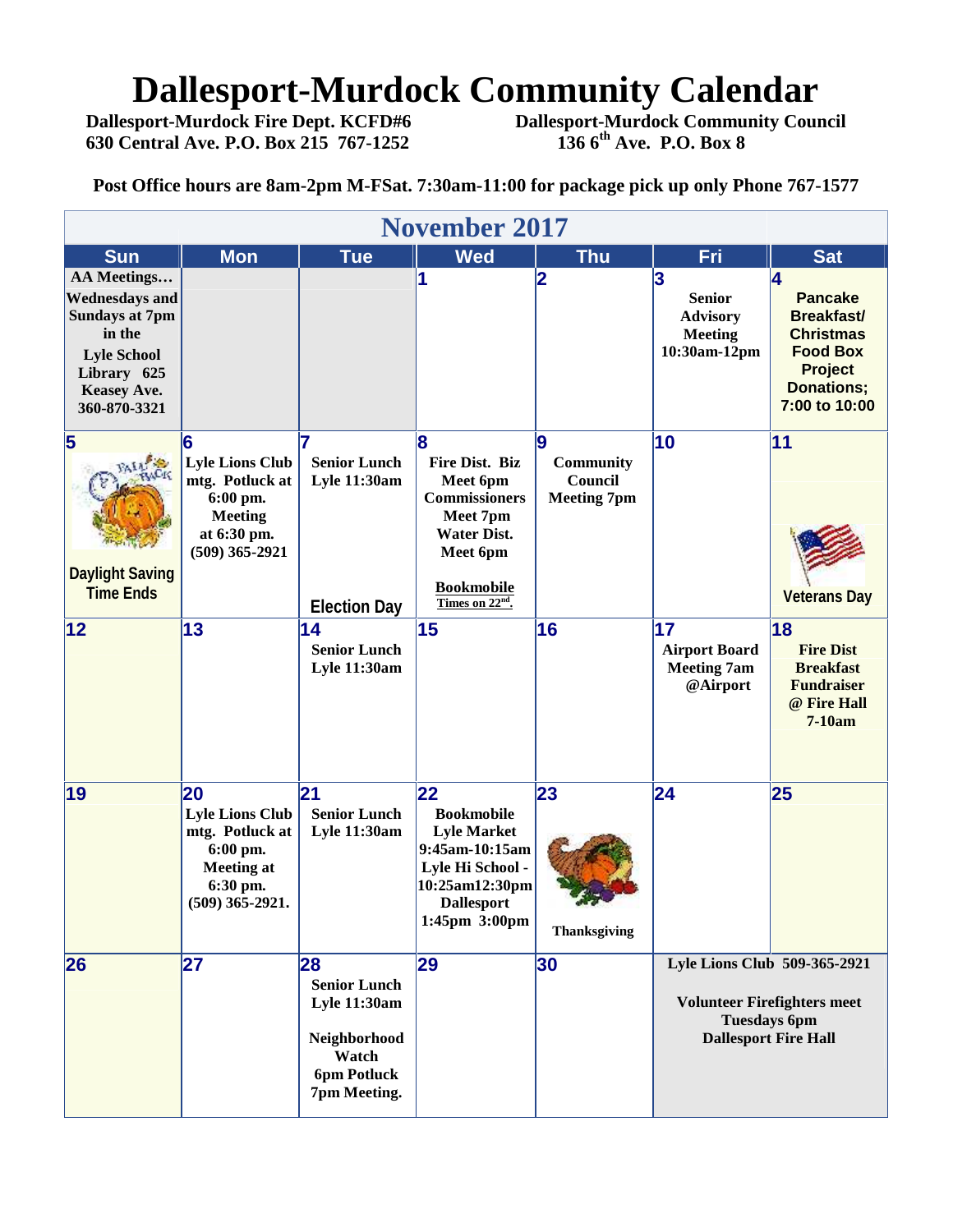# Dallesport-Murdock Community Calendar

**Dallesport-Murdock Fire Dept. KCFD#6**
**630 Central Ave. P.O. Box 215 767-1252**

**Dallesport-Murdock Community Council**
**136 6th Ave. P.O. Box 8**

**Post Office hours are 8am-2pm M-FSat. 7:30am-11:00 for package pick up only Phone 767-1577**

## November 2017

| Sun | Mon | Tue | Wed | Thu | Fri | Sat |
|---|---|---|---|---|---|---|
| **AA Meetings… Wednesdays and Sundays at 7pm in the Lyle School Library 625 Keasey Ave. 360-870-3321** | | | **1** | **2** | **3** Senior Advisory Meeting 10:30am-12pm | **4** Pancake Breakfast/ Christmas Food Box Project Donations; 7:00 to 10:00 |
| **5** Daylight Saving Time Ends | **6** Lyle Lions Club mtg. Potluck at 6:00 pm. Meeting at 6:30 pm. (509) 365-2921 | **7** Senior Lunch Lyle 11:30am Election Day | **8** Fire Dist. Biz Meet 6pm Commissioners Meet 7pm Water Dist. Meet 6pm Bookmobile Times on 22nd. | **9** Community Council Meeting 7pm | **10** | **11** Veterans Day |
| **12** | **13** | **14** Senior Lunch Lyle 11:30am | **15** | **16** | **17** Airport Board Meeting 7am @Airport | **18** Fire Dist Breakfast Fundraiser @ Fire Hall 7-10am |
| **19** | **20** Lyle Lions Club mtg. Potluck at 6:00 pm. Meeting at 6:30 pm. (509) 365-2921. | **21** Senior Lunch Lyle 11:30am | **22** Bookmobile Lyle Market 9:45am-10:15am Lyle Hi School - 10:25am12:30pm Dallesport 1:45pm 3:00pm | **23** Thanksgiving | **24** | **25** |
| **26** | **27** | **28** Senior Lunch Lyle 11:30am Neighborhood Watch 6pm Potluck 7pm Meeting. | **29** | **30** | Lyle Lions Club 509-365-2921 Volunteer Firefighters meet Tuesdays 6pm Dallesport Fire Hall | |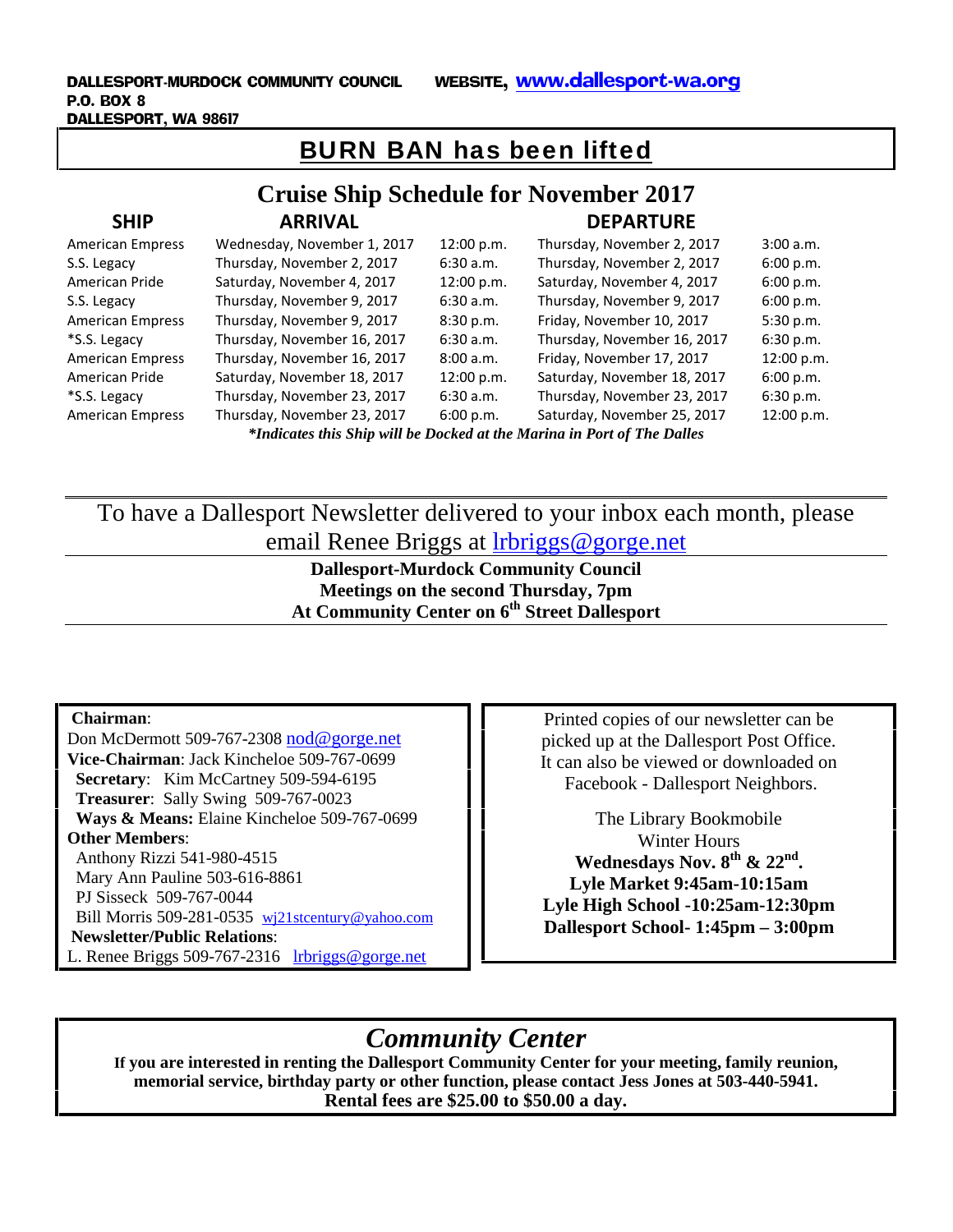**DALLESPORT-MURDOCK COMMUNITY COUNCIL** WEBSITE, www.dallesport-wa.org
**P.O. BOX 8**
**DALLESPORT, WA 98617**

# BURN BAN has been lifted

## Cruise Ship Schedule for November 2017

| SHIP | ARRIVAL | | DEPARTURE | |
|---|---|---|---|---|
| American Empress | Wednesday, November 1, 2017 | 12:00 p.m. | Thursday, November 2, 2017 | 3:00 a.m. |
| S.S. Legacy | Thursday, November 2, 2017 | 6:30 a.m. | Thursday, November 2, 2017 | 6:00 p.m. |
| American Pride | Saturday, November 4, 2017 | 12:00 p.m. | Saturday, November 4, 2017 | 6:00 p.m. |
| S.S. Legacy | Thursday, November 9, 2017 | 6:30 a.m. | Thursday, November 9, 2017 | 6:00 p.m. |
| American Empress | Thursday, November 9, 2017 | 8:30 p.m. | Friday, November 10, 2017 | 5:30 p.m. |
| *S.S. Legacy | Thursday, November 16, 2017 | 6:30 a.m. | Thursday, November 16, 2017 | 6:30 p.m. |
| American Empress | Thursday, November 16, 2017 | 8:00 a.m. | Friday, November 17, 2017 | 12:00 p.m. |
| American Pride | Saturday, November 18, 2017 | 12:00 p.m. | Saturday, November 18, 2017 | 6:00 p.m. |
| *S.S. Legacy | Thursday, November 23, 2017 | 6:30 a.m. | Thursday, November 23, 2017 | 6:30 p.m. |
| American Empress | Thursday, November 23, 2017 | 6:00 p.m. | Saturday, November 25, 2017 | 12:00 p.m. |

***Indicates this Ship will be Docked at the Marina in Port of The Dalles***

To have a Dallesport Newsletter delivered to your inbox each month, please email Renee Briggs at lrbriggs@gorge.net

**Dallesport-Murdock Community Council**
**Meetings on the second Thursday, 7pm**
**At Community Center on 6th Street Dallesport**

**Chairman**:
Don McDermott 509-767-2308 nod@gorge.net
**Vice-Chairman**: Jack Kincheloe 509-767-0699
**Secretary**: Kim McCartney 509-594-6195
**Treasurer**: Sally Swing 509-767-0023
**Ways & Means:** Elaine Kincheloe 509-767-0699
**Other Members**:
Anthony Rizzi 541-980-4515
Mary Ann Pauline 503-616-8861
PJ Sisseck 509-767-0044
Bill Morris 509-281-0535 wj21stcentury@yahoo.com
**Newsletter/Public Relations**:
L. Renee Briggs 509-767-2316 lrbriggs@gorge.net

Printed copies of our newsletter can be picked up at the Dallesport Post Office. It can also be viewed or downloaded on Facebook - Dallesport Neighbors.

The Library Bookmobile
Winter Hours
**Wednesdays Nov. 8th & 22nd.**
**Lyle Market 9:45am-10:15am**
**Lyle High School -10:25am-12:30pm**
**Dallesport School- 1:45pm – 3:00pm**

## *Community Center*

**If you are interested in renting the Dallesport Community Center for your meeting, family reunion, memorial service, birthday party or other function, please contact Jess Jones at 503-440-5941.**
**Rental fees are $25.00 to $50.00 a day.**